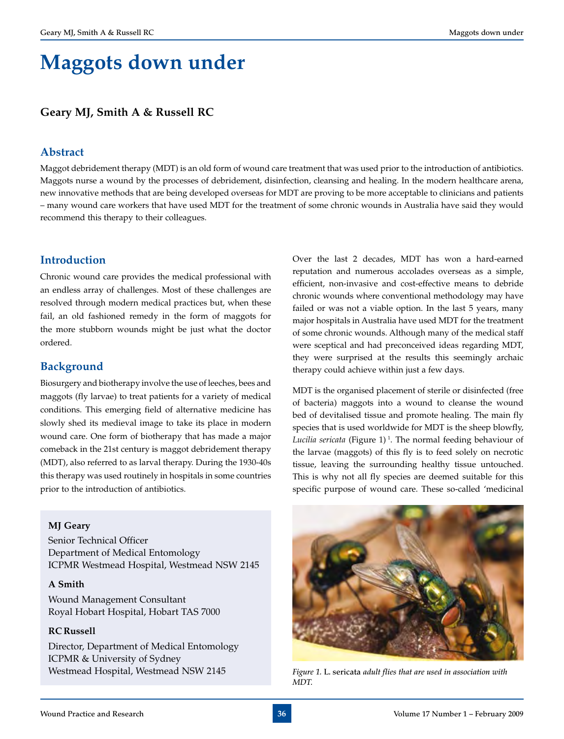# Maggots down under

**Geary MJ, Smith A & Russell RC**

## Abstract

Maggot debridement therapy (MDT) is an old form of wound care treatment that was used prior to the introduction of antibiotics. Maggots nurse a wound by the processes of debridement, disinfection, cleansing and healing. In the modern healthcare arena, new innovative methods that are being developed overseas for MDT are proving to be more acceptable to clinicians and patients – many wound care workers that have used MDT for the treatment of some chronic wounds in Australia have said they would recommend this therapy to their colleagues.

## Introduction

Chronic wound care provides the medical professional with an endless array of challenges. Most of these challenges are resolved through modern medical practices but, when these fail, an old fashioned remedy in the form of maggots for the more stubborn wounds might be just what the doctor ordered.

## Background

Biosurgery and biotherapy involve the use of leeches, bees and maggots (fly larvae) to treat patients for a variety of medical conditions. This emerging field of alternative medicine has slowly shed its medieval image to take its place in modern wound care. One form of biotherapy that has made a major comeback in the 21st century is maggot debridement therapy (MDT), also referred to as larval therapy. During the 1930-40s this therapy was used routinely in hospitals in some countries prior to the introduction of antibiotics.

**MJ Geary**
Senior Technical Officer
Department of Medical Entomology
ICPMR Westmead Hospital, Westmead NSW 2145

**A Smith**
Wound Management Consultant
Royal Hobart Hospital, Hobart TAS 7000

**RC Russell**
Director, Department of Medical Entomology
ICPMR & University of Sydney
Westmead Hospital, Westmead NSW 2145

Over the last 2 decades, MDT has won a hard-earned reputation and numerous accolades overseas as a simple, efficient, non-invasive and cost-effective means to debride chronic wounds where conventional methodology may have failed or was not a viable option. In the last 5 years, many major hospitals in Australia have used MDT for the treatment of some chronic wounds. Although many of the medical staff were sceptical and had preconceived ideas regarding MDT, they were surprised at the results this seemingly archaic therapy could achieve within just a few days.

MDT is the organised placement of sterile or disinfected (free of bacteria) maggots into a wound to cleanse the wound bed of devitalised tissue and promote healing. The main fly species that is used worldwide for MDT is the sheep blowfly, *Lucilia sericata* (Figure 1) [1]. The normal feeding behaviour of the larvae (maggots) of this fly is to feed solely on necrotic tissue, leaving the surrounding healthy tissue untouched. This is why not all fly species are deemed suitable for this specific purpose of wound care. These so-called 'medicinal

*Figure 1.* L. **sericata** *adult flies that are used in association with MDT.*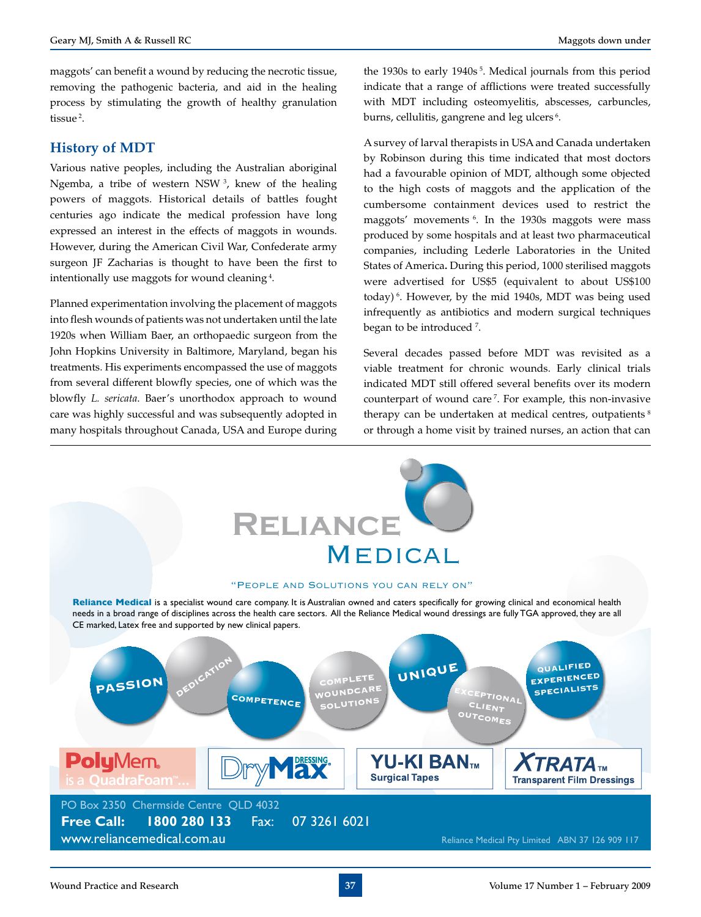maggots' can benefit a wound by reducing the necrotic tissue, removing the pathogenic bacteria, and aid in the healing process by stimulating the growth of healthy granulation tissue [2].

## History of MDT

Various native peoples, including the Australian aboriginal Ngemba, a tribe of western NSW [3], knew of the healing powers of maggots. Historical details of battles fought centuries ago indicate the medical profession have long expressed an interest in the effects of maggots in wounds. However, during the American Civil War, Confederate army surgeon JF Zacharias is thought to have been the first to intentionally use maggots for wound cleaning [4].

Planned experimentation involving the placement of maggots into flesh wounds of patients was not undertaken until the late 1920s when William Baer, an orthopaedic surgeon from the John Hopkins University in Baltimore, Maryland, began his treatments. His experiments encompassed the use of maggots from several different blowfly species, one of which was the blowfly *L. sericata*. Baer's unorthodox approach to wound care was highly successful and was subsequently adopted in many hospitals throughout Canada, USA and Europe during the 1930s to early 1940s [5]. Medical journals from this period indicate that a range of afflictions were treated successfully with MDT including osteomyelitis, abscesses, carbuncles, burns, cellulitis, gangrene and leg ulcers [6].

A survey of larval therapists in USA and Canada undertaken by Robinson during this time indicated that most doctors had a favourable opinion of MDT, although some objected to the high costs of maggots and the application of the cumbersome containment devices used to restrict the maggots' movements [6]. In the 1930s maggots were mass produced by some hospitals and at least two pharmaceutical companies, including Lederle Laboratories in the United States of America. During this period, 1000 sterilised maggots were advertised for US$5 (equivalent to about US$100 today) [6]. However, by the mid 1940s, MDT was being used infrequently as antibiotics and modern surgical techniques began to be introduced [7].

Several decades passed before MDT was revisited as a viable treatment for chronic wounds. Early clinical trials indicated MDT still offered several benefits over its modern counterpart of wound care [7]. For example, this non-invasive therapy can be undertaken at medical centres, outpatients [8] or through a home visit by trained nurses, an action that can

---

**RELIANCE MEDICAL**

"PEOPLE AND SOLUTIONS YOU CAN RELY ON"

**Reliance Medical** is a specialist wound care company. It is Australian owned and caters specifically for growing clinical and economical health needs in a broad range of disciplines across the health care sectors. All the Reliance Medical wound dressings are fully TGA approved, they are all CE marked, Latex free and supported by new clinical papers.

PASSION · DEDICATION · COMPETENCE · COMPLETE WOUNDCARE SOLUTIONS · UNIQUE · EXCEPTIONAL CLIENT OUTCOMES · QUALIFIED EXPERIENCED SPECIALISTS

PolyMem. is a QuadraFoam™... | DryMax DRESSING | YU-KI BAN™ Surgical Tapes | XTRATA™ Transparent Film Dressings

PO Box 2350 Chermside Centre QLD 4032
**Free Call: 1800 280 133** Fax: 07 3261 6021
www.reliancemedical.com.au
Reliance Medical Pty Limited ABN 37 126 909 117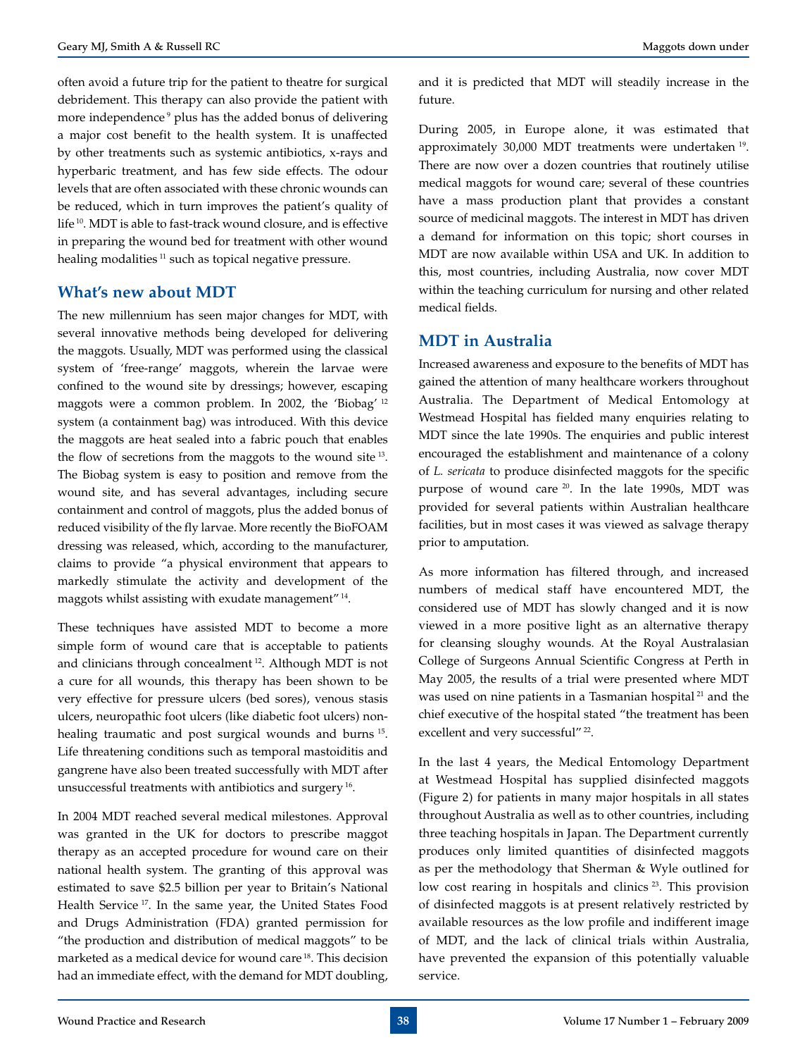often avoid a future trip for the patient to theatre for surgical debridement. This therapy can also provide the patient with more independence [9] plus has the added bonus of delivering a major cost benefit to the health system. It is unaffected by other treatments such as systemic antibiotics, x-rays and hyperbaric treatment, and has few side effects. The odour levels that are often associated with these chronic wounds can be reduced, which in turn improves the patient's quality of life [10]. MDT is able to fast-track wound closure, and is effective in preparing the wound bed for treatment with other wound healing modalities [11] such as topical negative pressure.

## What's new about MDT

The new millennium has seen major changes for MDT, with several innovative methods being developed for delivering the maggots. Usually, MDT was performed using the classical system of 'free-range' maggots, wherein the larvae were confined to the wound site by dressings; however, escaping maggots were a common problem. In 2002, the 'Biobag' [12] system (a containment bag) was introduced. With this device the maggots are heat sealed into a fabric pouch that enables the flow of secretions from the maggots to the wound site [13]. The Biobag system is easy to position and remove from the wound site, and has several advantages, including secure containment and control of maggots, plus the added bonus of reduced visibility of the fly larvae. More recently the BioFOAM dressing was released, which, according to the manufacturer, claims to provide "a physical environment that appears to markedly stimulate the activity and development of the maggots whilst assisting with exudate management" [14].

These techniques have assisted MDT to become a more simple form of wound care that is acceptable to patients and clinicians through concealment [12]. Although MDT is not a cure for all wounds, this therapy has been shown to be very effective for pressure ulcers (bed sores), venous stasis ulcers, neuropathic foot ulcers (like diabetic foot ulcers) non-healing traumatic and post surgical wounds and burns [15]. Life threatening conditions such as temporal mastoiditis and gangrene have also been treated successfully with MDT after unsuccessful treatments with antibiotics and surgery [16].

In 2004 MDT reached several medical milestones. Approval was granted in the UK for doctors to prescribe maggot therapy as an accepted procedure for wound care on their national health system. The granting of this approval was estimated to save $2.5 billion per year to Britain's National Health Service [17]. In the same year, the United States Food and Drugs Administration (FDA) granted permission for "the production and distribution of medical maggots" to be marketed as a medical device for wound care [18]. This decision had an immediate effect, with the demand for MDT doubling, and it is predicted that MDT will steadily increase in the future.

During 2005, in Europe alone, it was estimated that approximately 30,000 MDT treatments were undertaken [19]. There are now over a dozen countries that routinely utilise medical maggots for wound care; several of these countries have a mass production plant that provides a constant source of medicinal maggots. The interest in MDT has driven a demand for information on this topic; short courses in MDT are now available within USA and UK. In addition to this, most countries, including Australia, now cover MDT within the teaching curriculum for nursing and other related medical fields.

## MDT in Australia

Increased awareness and exposure to the benefits of MDT has gained the attention of many healthcare workers throughout Australia. The Department of Medical Entomology at Westmead Hospital has fielded many enquiries relating to MDT since the late 1990s. The enquiries and public interest encouraged the establishment and maintenance of a colony of *L. sericata* to produce disinfected maggots for the specific purpose of wound care [20]. In the late 1990s, MDT was provided for several patients within Australian healthcare facilities, but in most cases it was viewed as salvage therapy prior to amputation.

As more information has filtered through, and increased numbers of medical staff have encountered MDT, the considered use of MDT has slowly changed and it is now viewed in a more positive light as an alternative therapy for cleansing sloughy wounds. At the Royal Australasian College of Surgeons Annual Scientific Congress at Perth in May 2005, the results of a trial were presented where MDT was used on nine patients in a Tasmanian hospital [21] and the chief executive of the hospital stated "the treatment has been excellent and very successful" [22].

In the last 4 years, the Medical Entomology Department at Westmead Hospital has supplied disinfected maggots (Figure 2) for patients in many major hospitals in all states throughout Australia as well as to other countries, including three teaching hospitals in Japan. The Department currently produces only limited quantities of disinfected maggots as per the methodology that Sherman & Wyle outlined for low cost rearing in hospitals and clinics [23]. This provision of disinfected maggots is at present relatively restricted by available resources as the low profile and indifferent image of MDT, and the lack of clinical trials within Australia, have prevented the expansion of this potentially valuable service.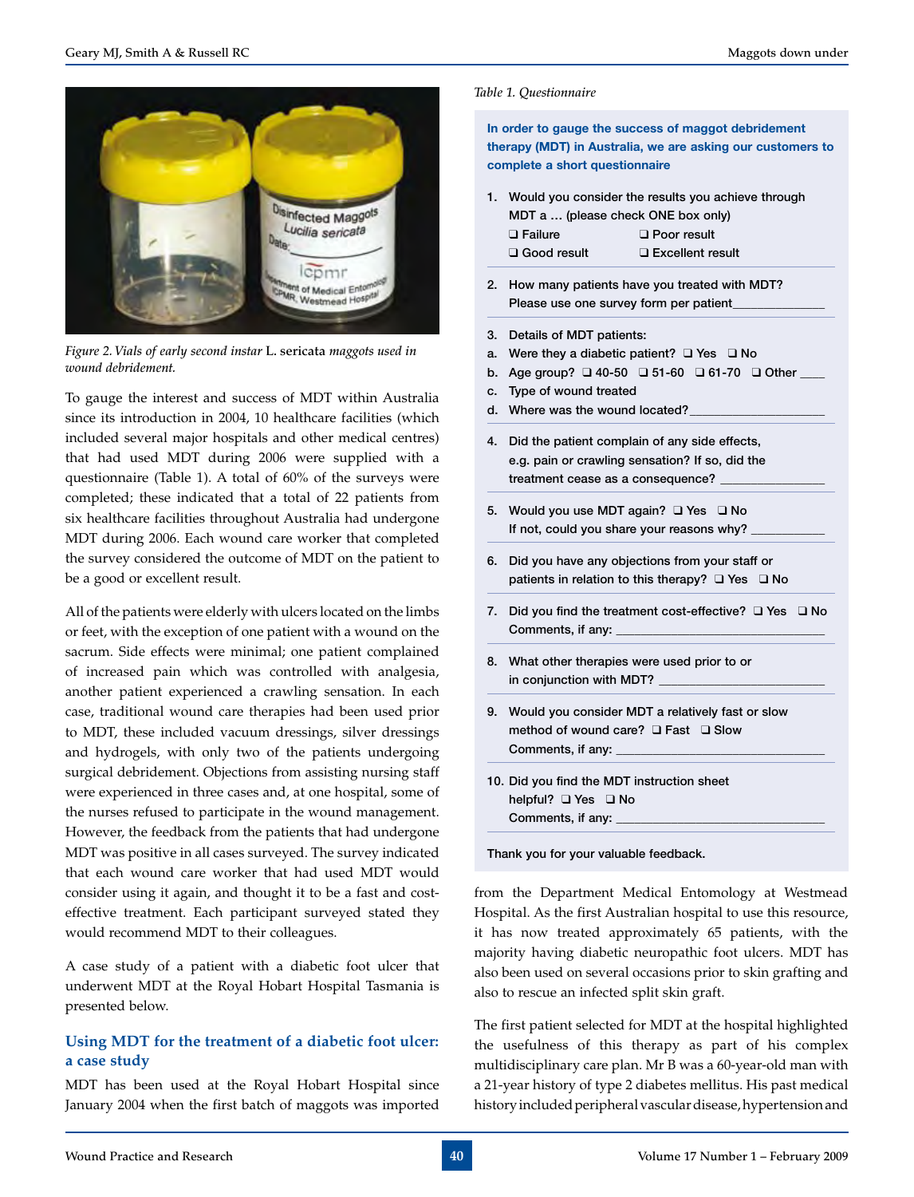*Figure 2. Vials of early second instar* L. sericata *maggots used in wound debridement.*

To gauge the interest and success of MDT within Australia since its introduction in 2004, 10 healthcare facilities (which included several major hospitals and other medical centres) that had used MDT during 2006 were supplied with a questionnaire (Table 1). A total of 60% of the surveys were completed; these indicated that a total of 22 patients from six healthcare facilities throughout Australia had undergone MDT during 2006. Each wound care worker that completed the survey considered the outcome of MDT on the patient to be a good or excellent result.

All of the patients were elderly with ulcers located on the limbs or feet, with the exception of one patient with a wound on the sacrum. Side effects were minimal; one patient complained of increased pain which was controlled with analgesia, another patient experienced a crawling sensation. In each case, traditional wound care therapies had been used prior to MDT, these included vacuum dressings, silver dressings and hydrogels, with only two of the patients undergoing surgical debridement. Objections from assisting nursing staff were experienced in three cases and, at one hospital, some of the nurses refused to participate in the wound management. However, the feedback from the patients that had undergone MDT was positive in all cases surveyed. The survey indicated that each wound care worker that had used MDT would consider using it again, and thought it to be a fast and cost-effective treatment. Each participant surveyed stated they would recommend MDT to their colleagues.

A case study of a patient with a diabetic foot ulcer that underwent MDT at the Royal Hobart Hospital Tasmania is presented below.

*Table 1. Questionnaire*

**In order to gauge the success of maggot debridement therapy (MDT) in Australia, we are asking our customers to complete a short questionnaire**

1. Would you consider the results you achieve through MDT a … (please check ONE box only)
   ❑ Failure ❑ Poor result
   ❑ Good result ❑ Excellent result

2. How many patients have you treated with MDT?
   Please use one survey form per patient____________

3. Details of MDT patients:
   a. Were they a diabetic patient? ❑ Yes ❑ No
   b. Age group? ❑ 40-50 ❑ 51-60 ❑ 61-70 ❑ Other ___
   c. Type of wound treated
   d. Where was the wound located?_________________

4. Did the patient complain of any side effects, e.g. pain or crawling sensation? If so, did the treatment cease as a consequence? ______________

5. Would you use MDT again? ❑ Yes ❑ No
   If not, could you share your reasons why? __________

6. Did you have any objections from your staff or patients in relation to this therapy? ❑ Yes ❑ No

7. Did you find the treatment cost-effective? ❑ Yes ❑ No
   Comments, if any: ____________________________

8. What other therapies were used prior to or in conjunction with MDT? ______________________

9. Would you consider MDT a relatively fast or slow method of wound care? ❑ Fast ❑ Slow
   Comments, if any: ____________________________

10. Did you find the MDT instruction sheet helpful? ❑ Yes ❑ No
    Comments, if any: ____________________________

Thank you for your valuable feedback.

## Using MDT for the treatment of a diabetic foot ulcer: a case study

MDT has been used at the Royal Hobart Hospital since January 2004 when the first batch of maggots was imported from the Department Medical Entomology at Westmead Hospital. As the first Australian hospital to use this resource, it has now treated approximately 65 patients, with the majority having diabetic neuropathic foot ulcers. MDT has also been used on several occasions prior to skin grafting and also to rescue an infected split skin graft.

The first patient selected for MDT at the hospital highlighted the usefulness of this therapy as part of his complex multidisciplinary care plan. Mr B was a 60-year-old man with a 21-year history of type 2 diabetes mellitus. His past medical history included peripheral vascular disease, hypertension and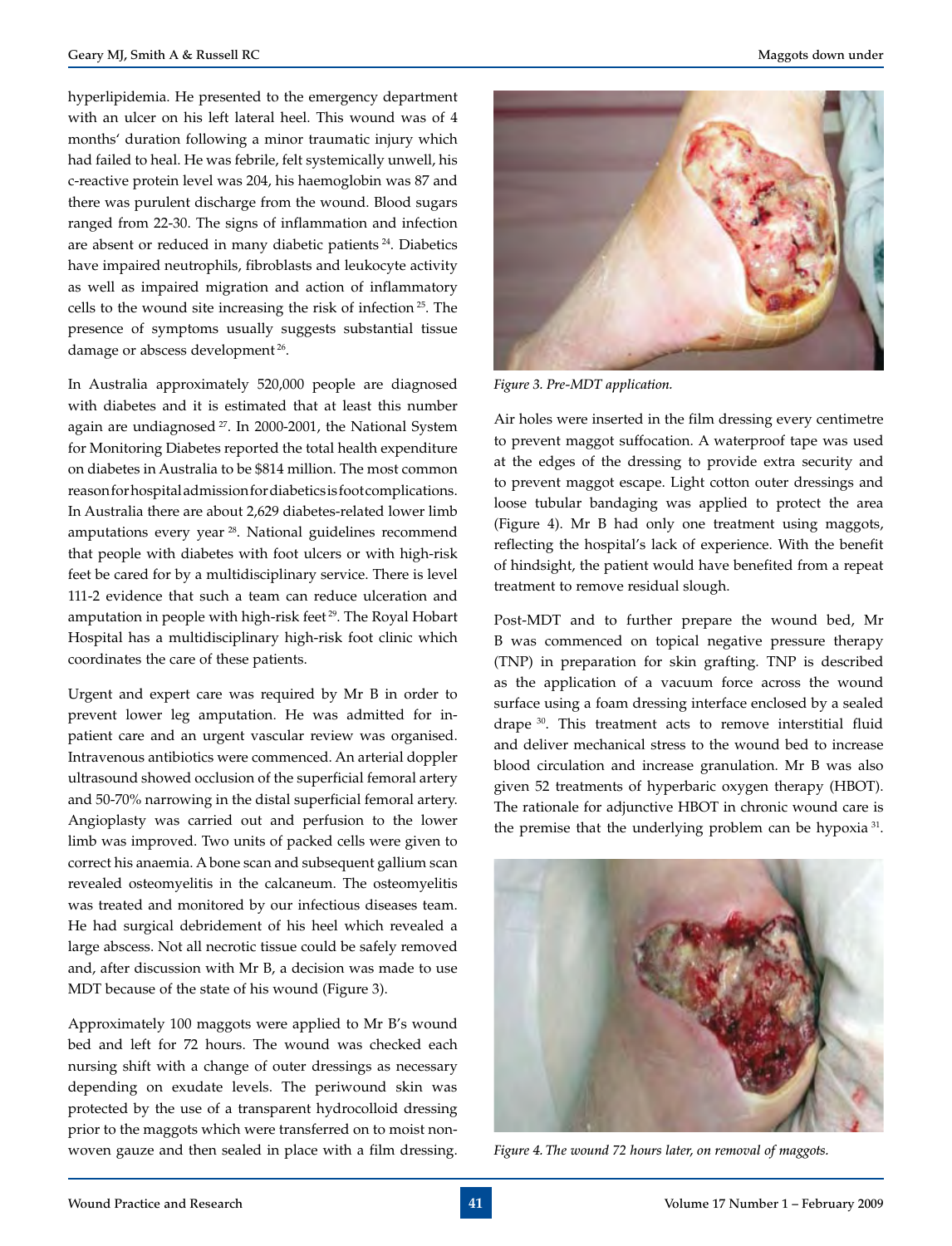hyperlipidemia. He presented to the emergency department with an ulcer on his left lateral heel. This wound was of 4 months' duration following a minor traumatic injury which had failed to heal. He was febrile, felt systemically unwell, his c-reactive protein level was 204, his haemoglobin was 87 and there was purulent discharge from the wound. Blood sugars ranged from 22-30. The signs of inflammation and infection are absent or reduced in many diabetic patients [24]. Diabetics have impaired neutrophils, fibroblasts and leukocyte activity as well as impaired migration and action of inflammatory cells to the wound site increasing the risk of infection [25]. The presence of symptoms usually suggests substantial tissue damage or abscess development [26].

In Australia approximately 520,000 people are diagnosed with diabetes and it is estimated that at least this number again are undiagnosed [27]. In 2000-2001, the National System for Monitoring Diabetes reported the total health expenditure on diabetes in Australia to be $814 million. The most common reason for hospital admission for diabetics is foot complications. In Australia there are about 2,629 diabetes-related lower limb amputations every year [28]. National guidelines recommend that people with diabetes with foot ulcers or with high-risk feet be cared for by a multidisciplinary service. There is level 111-2 evidence that such a team can reduce ulceration and amputation in people with high-risk feet [29]. The Royal Hobart Hospital has a multidisciplinary high-risk foot clinic which coordinates the care of these patients.

Urgent and expert care was required by Mr B in order to prevent lower leg amputation. He was admitted for in-patient care and an urgent vascular review was organised. Intravenous antibiotics were commenced. An arterial doppler ultrasound showed occlusion of the superficial femoral artery and 50-70% narrowing in the distal superficial femoral artery. Angioplasty was carried out and perfusion to the lower limb was improved. Two units of packed cells were given to correct his anaemia. A bone scan and subsequent gallium scan revealed osteomyelitis in the calcaneum. The osteomyelitis was treated and monitored by our infectious diseases team. He had surgical debridement of his heel which revealed a large abscess. Not all necrotic tissue could be safely removed and, after discussion with Mr B, a decision was made to use MDT because of the state of his wound (Figure 3).

Approximately 100 maggots were applied to Mr B's wound bed and left for 72 hours. The wound was checked each nursing shift with a change of outer dressings as necessary depending on exudate levels. The periwound skin was protected by the use of a transparent hydrocolloid dressing prior to the maggots which were transferred on to moist non-woven gauze and then sealed in place with a film dressing.

*Figure 3. Pre-MDT application.*

Air holes were inserted in the film dressing every centimetre to prevent maggot suffocation. A waterproof tape was used at the edges of the dressing to provide extra security and to prevent maggot escape. Light cotton outer dressings and loose tubular bandaging was applied to protect the area (Figure 4). Mr B had only one treatment using maggots, reflecting the hospital's lack of experience. With the benefit of hindsight, the patient would have benefited from a repeat treatment to remove residual slough.

Post-MDT and to further prepare the wound bed, Mr B was commenced on topical negative pressure therapy (TNP) in preparation for skin grafting. TNP is described as the application of a vacuum force across the wound surface using a foam dressing interface enclosed by a sealed drape [30]. This treatment acts to remove interstitial fluid and deliver mechanical stress to the wound bed to increase blood circulation and increase granulation. Mr B was also given 52 treatments of hyperbaric oxygen therapy (HBOT). The rationale for adjunctive HBOT in chronic wound care is the premise that the underlying problem can be hypoxia [31].

*Figure 4. The wound 72 hours later, on removal of maggots.*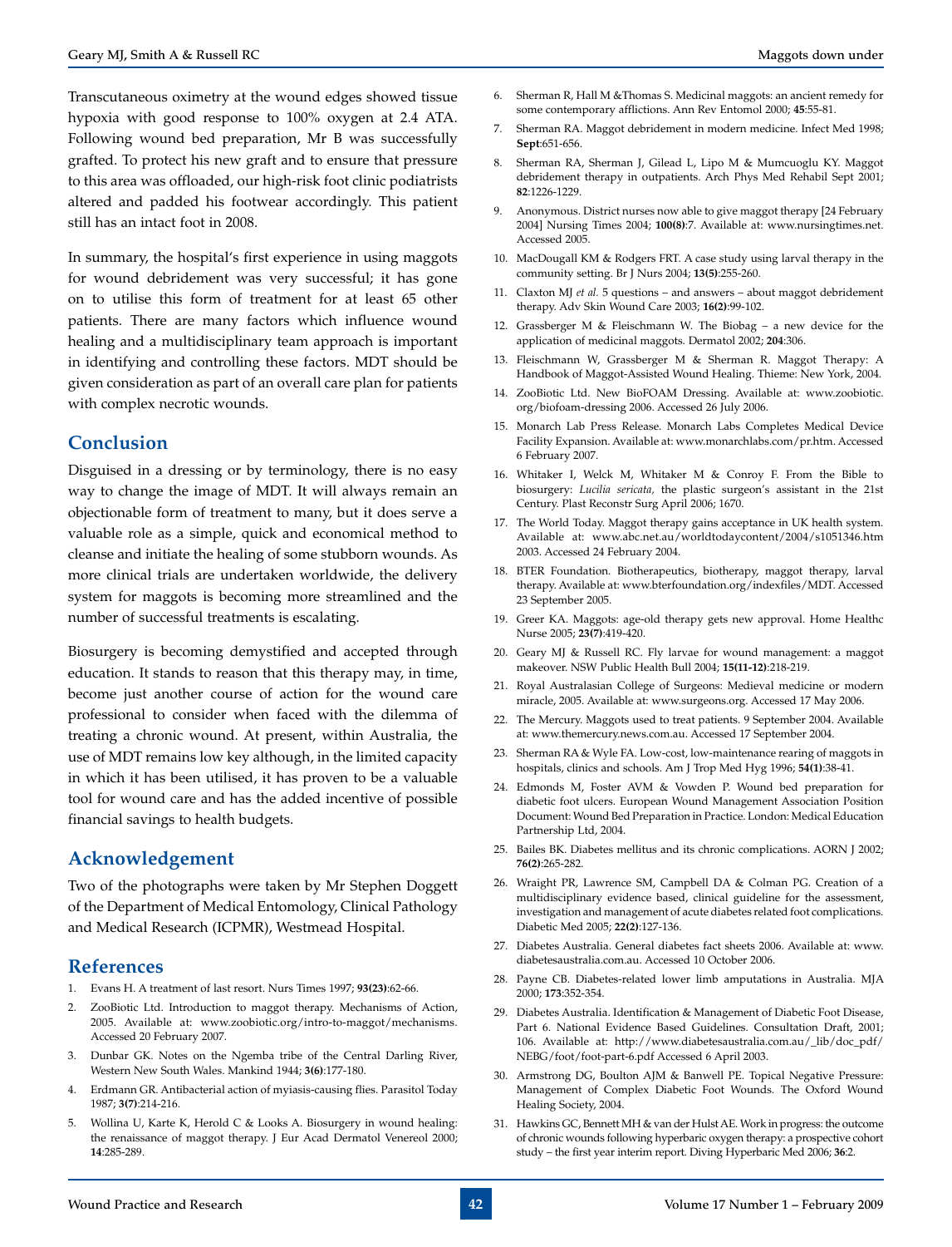Transcutaneous oximetry at the wound edges showed tissue hypoxia with good response to 100% oxygen at 2.4 ATA. Following wound bed preparation, Mr B was successfully grafted. To protect his new graft and to ensure that pressure to this area was offloaded, our high-risk foot clinic podiatrists altered and padded his footwear accordingly. This patient still has an intact foot in 2008.

In summary, the hospital's first experience in using maggots for wound debridement was very successful; it has gone on to utilise this form of treatment for at least 65 other patients. There are many factors which influence wound healing and a multidisciplinary team approach is important in identifying and controlling these factors. MDT should be given consideration as part of an overall care plan for patients with complex necrotic wounds.

## Conclusion

Disguised in a dressing or by terminology, there is no easy way to change the image of MDT. It will always remain an objectionable form of treatment to many, but it does serve a valuable role as a simple, quick and economical method to cleanse and initiate the healing of some stubborn wounds. As more clinical trials are undertaken worldwide, the delivery system for maggots is becoming more streamlined and the number of successful treatments is escalating.

Biosurgery is becoming demystified and accepted through education. It stands to reason that this therapy may, in time, become just another course of action for the wound care professional to consider when faced with the dilemma of treating a chronic wound. At present, within Australia, the use of MDT remains low key although, in the limited capacity in which it has been utilised, it has proven to be a valuable tool for wound care and has the added incentive of possible financial savings to health budgets.

## Acknowledgement

Two of the photographs were taken by Mr Stephen Doggett of the Department of Medical Entomology, Clinical Pathology and Medical Research (ICPMR), Westmead Hospital.

## References

1. Evans H. A treatment of last resort. Nurs Times 1997; **93(23)**:62-66.
2. ZooBiotic Ltd. Introduction to maggot therapy. Mechanisms of Action, 2005. Available at: www.zoobiotic.org/intro-to-maggot/mechanisms. Accessed 20 February 2007.
3. Dunbar GK. Notes on the Ngemba tribe of the Central Darling River, Western New South Wales. Mankind 1944; **3(6)**:177-180.
4. Erdmann GR. Antibacterial action of myiasis-causing flies. Parasitol Today 1987; **3(7)**:214-216.
5. Wollina U, Karte K, Herold C & Looks A. Biosurgery in wound healing: the renaissance of maggot therapy. J Eur Acad Dermatol Venereol 2000; **14**:285-289.
6. Sherman R, Hall M &Thomas S. Medicinal maggots: an ancient remedy for some contemporary afflictions. Ann Rev Entomol 2000; **45**:55-81.
7. Sherman RA. Maggot debridement in modern medicine. Infect Med 1998; **Sept**:651-656.
8. Sherman RA, Sherman J, Gilead L, Lipo M & Mumcuoglu KY. Maggot debridement therapy in outpatients. Arch Phys Med Rehabil Sept 2001; **82**:1226-1229.
9. Anonymous. District nurses now able to give maggot therapy [24 February 2004] Nursing Times 2004; **100(8)**:7. Available at: www.nursingtimes.net. Accessed 2005.
10. MacDougall KM & Rodgers FRT. A case study using larval therapy in the community setting. Br J Nurs 2004; **13(5)**:255-260.
11. Claxton MJ *et al*. 5 questions – and answers – about maggot debridement therapy. Adv Skin Wound Care 2003; **16(2)**:99-102.
12. Grassberger M & Fleischmann W. The Biobag – a new device for the application of medicinal maggots. Dermatol 2002; **204**:306.
13. Fleischmann W, Grassberger M & Sherman R. Maggot Therapy: A Handbook of Maggot-Assisted Wound Healing. Thieme: New York, 2004.
14. ZooBiotic Ltd. New BioFOAM Dressing. Available at: www.zoobiotic.org/biofoam-dressing 2006. Accessed 26 July 2006.
15. Monarch Lab Press Release. Monarch Labs Completes Medical Device Facility Expansion. Available at: www.monarchlabs.com/pr.htm. Accessed 6 February 2007.
16. Whitaker I, Welck M, Whitaker M & Conroy F. From the Bible to biosurgery: *Lucilia sericata,* the plastic surgeon's assistant in the 21st Century. Plast Reconstr Surg April 2006; 1670.
17. The World Today. Maggot therapy gains acceptance in UK health system. Available at: www.abc.net.au/worldtodaycontent/2004/s1051346.htm 2003. Accessed 24 February 2004.
18. BTER Foundation. Biotherapeutics, biotherapy, maggot therapy, larval therapy. Available at: www.bterfoundation.org/indexfiles/MDT. Accessed 23 September 2005.
19. Greer KA. Maggots: age-old therapy gets new approval. Home Healthc Nurse 2005; **23(7)**:419-420.
20. Geary MJ & Russell RC. Fly larvae for wound management: a maggot makeover. NSW Public Health Bull 2004; **15(11-12)**:218-219.
21. Royal Australasian College of Surgeons: Medieval medicine or modern miracle, 2005. Available at: www.surgeons.org. Accessed 17 May 2006.
22. The Mercury. Maggots used to treat patients. 9 September 2004. Available at: www.themercury.news.com.au. Accessed 17 September 2004.
23. Sherman RA & Wyle FA. Low-cost, low-maintenance rearing of maggots in hospitals, clinics and schools. Am J Trop Med Hyg 1996; **54(1)**:38-41.
24. Edmonds M, Foster AVM & Vowden P. Wound bed preparation for diabetic foot ulcers. European Wound Management Association Position Document: Wound Bed Preparation in Practice. London: Medical Education Partnership Ltd, 2004.
25. Bailes BK. Diabetes mellitus and its chronic complications. AORN J 2002; **76(2)**:265-282.
26. Wraight PR, Lawrence SM, Campbell DA & Colman PG. Creation of a multidisciplinary evidence based, clinical guideline for the assessment, investigation and management of acute diabetes related foot complications. Diabetic Med 2005; **22(2)**:127-136.
27. Diabetes Australia. General diabetes fact sheets 2006. Available at: www.diabetesaustralia.com.au. Accessed 10 October 2006.
28. Payne CB. Diabetes-related lower limb amputations in Australia. MJA 2000; **173**:352-354.
29. Diabetes Australia. Identification & Management of Diabetic Foot Disease, Part 6. National Evidence Based Guidelines. Consultation Draft, 2001; 106. Available at: http://www.diabetesaustralia.com.au/_lib/doc_pdf/NEBG/foot/foot-part-6.pdf Accessed 6 April 2003.
30. Armstrong DG, Boulton AJM & Banwell PE. Topical Negative Pressure: Management of Complex Diabetic Foot Wounds. The Oxford Wound Healing Society, 2004.
31. Hawkins GC, Bennett MH & van der Hulst AE. Work in progress: the outcome of chronic wounds following hyperbaric oxygen therapy: a prospective cohort study – the first year interim report. Diving Hyperbaric Med 2006; **36**:2.